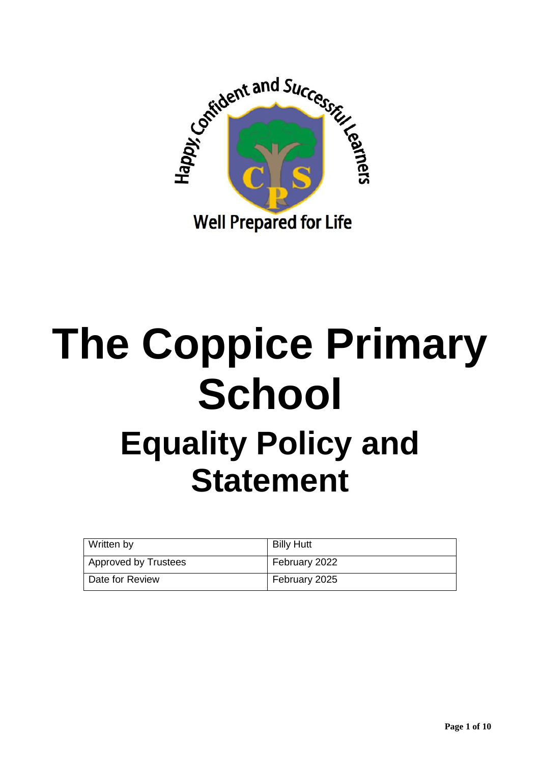Happy, Confident and Successful Learners

Well Prepared for Life

# The Coppice Primary School

## Equality Policy and Statement

| Written by | Billy Hutt |
| --- | --- |
| Approved by Trustees | February 2022 |
| Date for Review | February 2025 |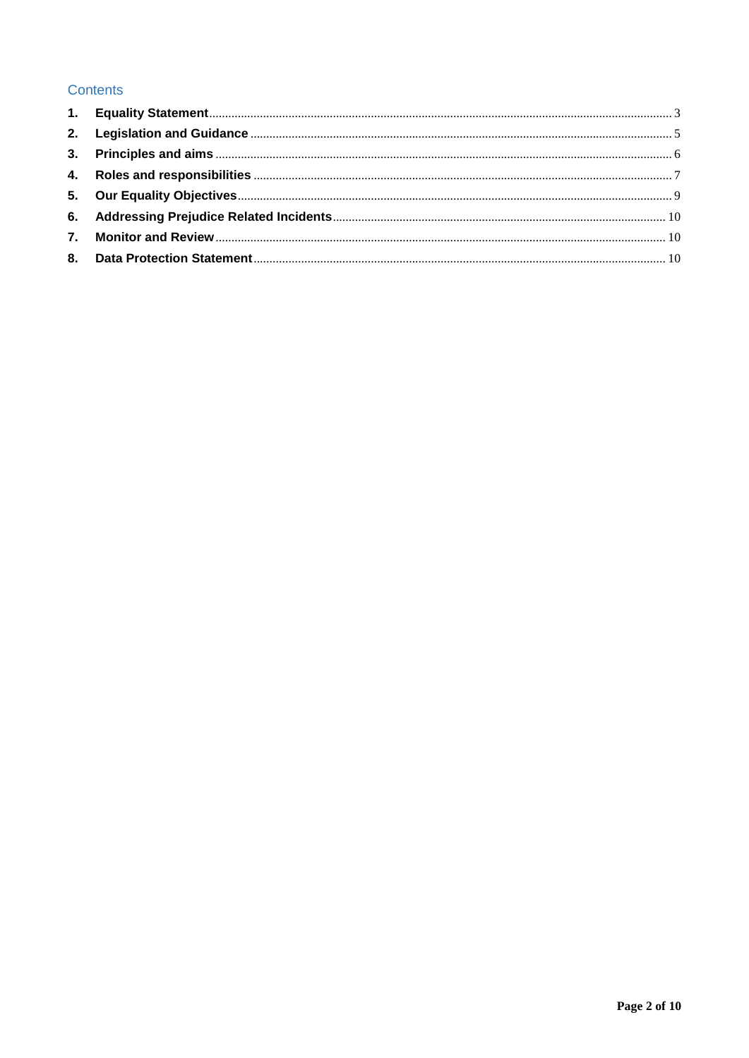## Contents

1. **Equality Statement** ........ 3
2. **Legislation and Guidance** ........ 5
3. **Principles and aims** ........ 6
4. **Roles and responsibilities** ........ 7
5. **Our Equality Objectives** ........ 9
6. **Addressing Prejudice Related Incidents** ........ 10
7. **Monitor and Review** ........ 10
8. **Data Protection Statement** ........ 10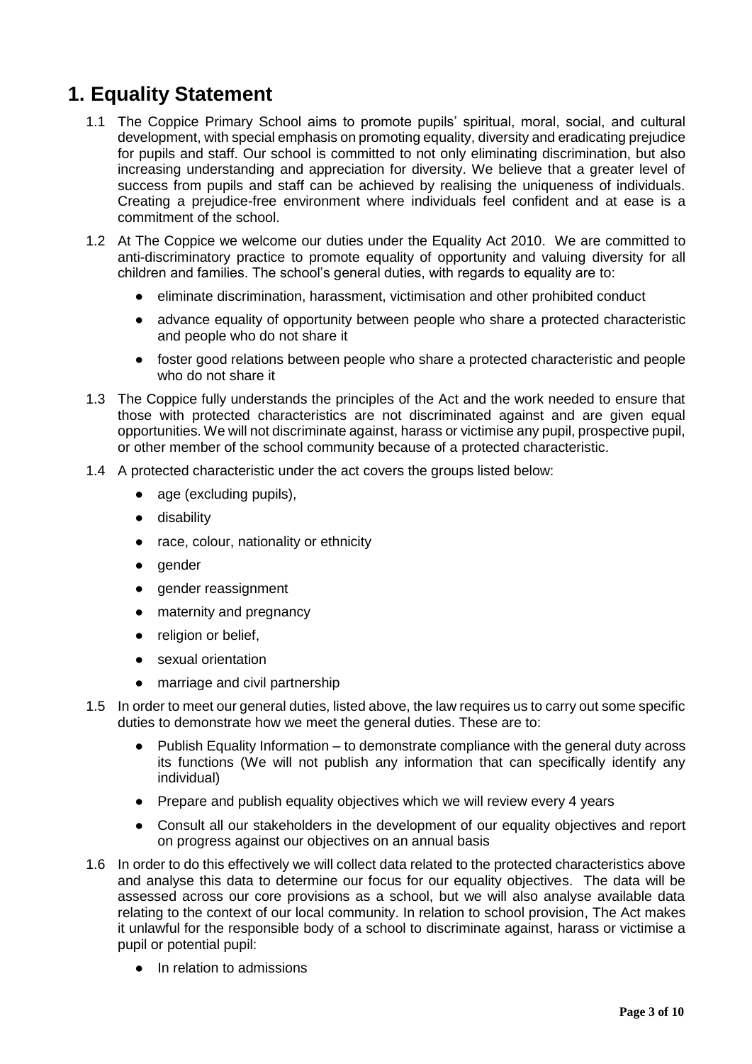# 1. Equality Statement

1.1 The Coppice Primary School aims to promote pupils' spiritual, moral, social, and cultural development, with special emphasis on promoting equality, diversity and eradicating prejudice for pupils and staff. Our school is committed to not only eliminating discrimination, but also increasing understanding and appreciation for diversity. We believe that a greater level of success from pupils and staff can be achieved by realising the uniqueness of individuals. Creating a prejudice-free environment where individuals feel confident and at ease is a commitment of the school.

1.2 At The Coppice we welcome our duties under the Equality Act 2010. We are committed to anti-discriminatory practice to promote equality of opportunity and valuing diversity for all children and families. The school's general duties, with regards to equality are to:

- eliminate discrimination, harassment, victimisation and other prohibited conduct
- advance equality of opportunity between people who share a protected characteristic and people who do not share it
- foster good relations between people who share a protected characteristic and people who do not share it

1.3 The Coppice fully understands the principles of the Act and the work needed to ensure that those with protected characteristics are not discriminated against and are given equal opportunities. We will not discriminate against, harass or victimise any pupil, prospective pupil, or other member of the school community because of a protected characteristic.

1.4 A protected characteristic under the act covers the groups listed below:

- age (excluding pupils),
- disability
- race, colour, nationality or ethnicity
- gender
- gender reassignment
- maternity and pregnancy
- religion or belief,
- sexual orientation
- marriage and civil partnership

1.5 In order to meet our general duties, listed above, the law requires us to carry out some specific duties to demonstrate how we meet the general duties. These are to:

- Publish Equality Information – to demonstrate compliance with the general duty across its functions (We will not publish any information that can specifically identify any individual)
- Prepare and publish equality objectives which we will review every 4 years
- Consult all our stakeholders in the development of our equality objectives and report on progress against our objectives on an annual basis

1.6 In order to do this effectively we will collect data related to the protected characteristics above and analyse this data to determine our focus for our equality objectives. The data will be assessed across our core provisions as a school, but we will also analyse available data relating to the context of our local community. In relation to school provision, The Act makes it unlawful for the responsible body of a school to discriminate against, harass or victimise a pupil or potential pupil:

- In relation to admissions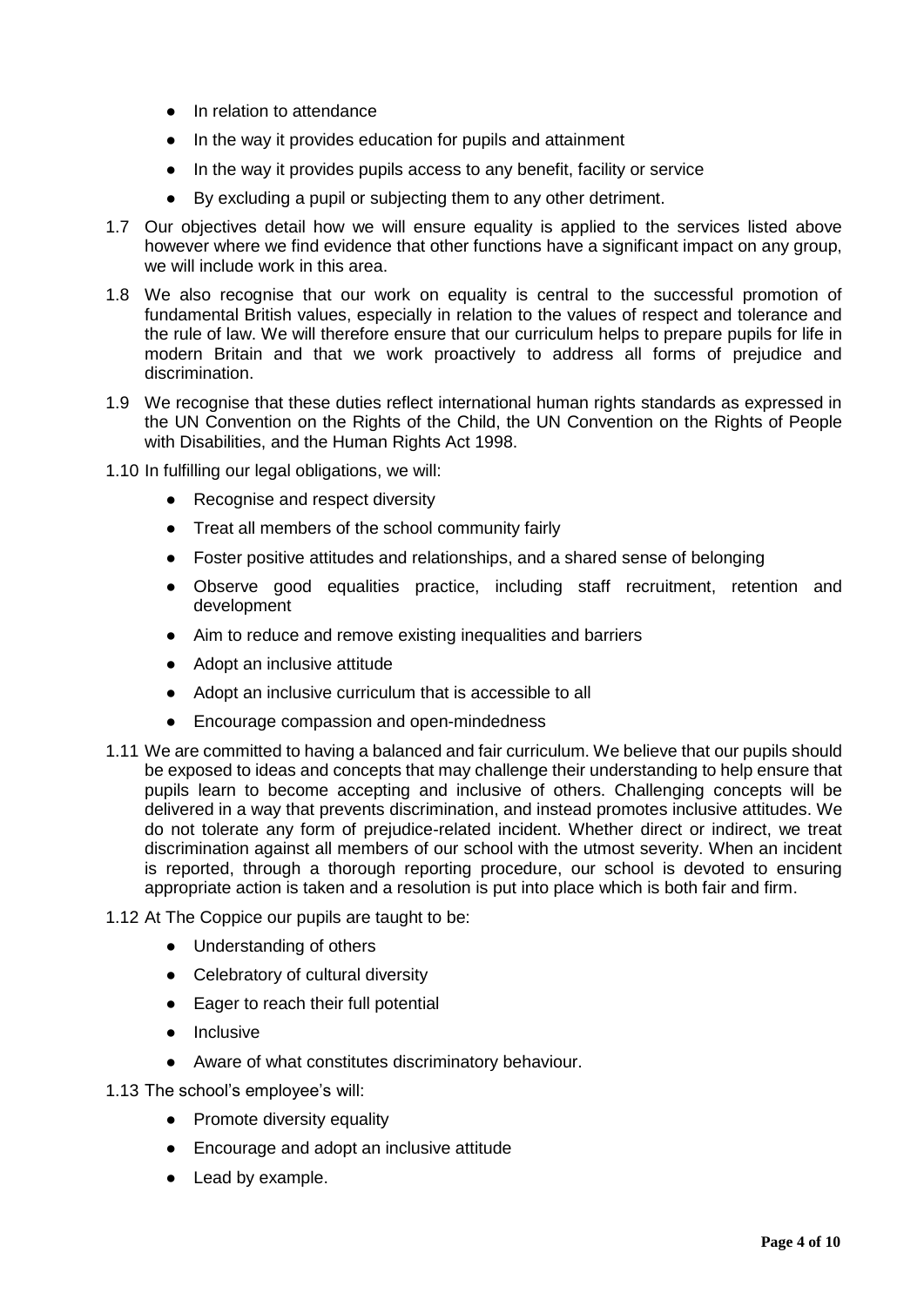- In relation to attendance
- In the way it provides education for pupils and attainment
- In the way it provides pupils access to any benefit, facility or service
- By excluding a pupil or subjecting them to any other detriment.

1.7 Our objectives detail how we will ensure equality is applied to the services listed above however where we find evidence that other functions have a significant impact on any group, we will include work in this area.

1.8 We also recognise that our work on equality is central to the successful promotion of fundamental British values, especially in relation to the values of respect and tolerance and the rule of law. We will therefore ensure that our curriculum helps to prepare pupils for life in modern Britain and that we work proactively to address all forms of prejudice and discrimination.

1.9 We recognise that these duties reflect international human rights standards as expressed in the UN Convention on the Rights of the Child, the UN Convention on the Rights of People with Disabilities, and the Human Rights Act 1998.

1.10 In fulfilling our legal obligations, we will:

- Recognise and respect diversity
- Treat all members of the school community fairly
- Foster positive attitudes and relationships, and a shared sense of belonging
- Observe good equalities practice, including staff recruitment, retention and development
- Aim to reduce and remove existing inequalities and barriers
- Adopt an inclusive attitude
- Adopt an inclusive curriculum that is accessible to all
- Encourage compassion and open-mindedness

1.11 We are committed to having a balanced and fair curriculum. We believe that our pupils should be exposed to ideas and concepts that may challenge their understanding to help ensure that pupils learn to become accepting and inclusive of others. Challenging concepts will be delivered in a way that prevents discrimination, and instead promotes inclusive attitudes. We do not tolerate any form of prejudice-related incident. Whether direct or indirect, we treat discrimination against all members of our school with the utmost severity. When an incident is reported, through a thorough reporting procedure, our school is devoted to ensuring appropriate action is taken and a resolution is put into place which is both fair and firm.

1.12 At The Coppice our pupils are taught to be:

- Understanding of others
- Celebratory of cultural diversity
- Eager to reach their full potential
- Inclusive
- Aware of what constitutes discriminatory behaviour.

1.13 The school's employee's will:

- Promote diversity equality
- Encourage and adopt an inclusive attitude
- Lead by example.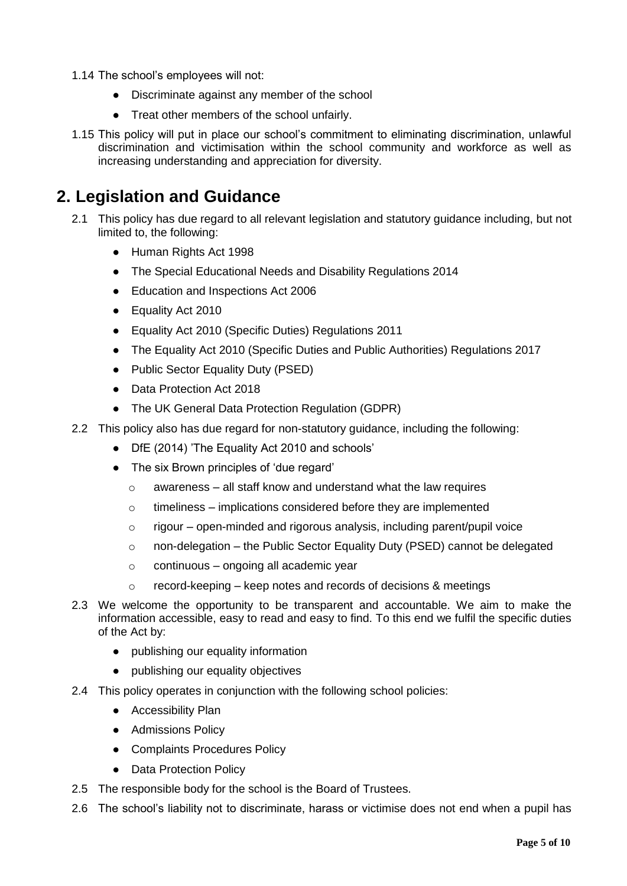1.14 The school's employees will not:

- Discriminate against any member of the school
- Treat other members of the school unfairly.

1.15 This policy will put in place our school's commitment to eliminating discrimination, unlawful discrimination and victimisation within the school community and workforce as well as increasing understanding and appreciation for diversity.

## 2. Legislation and Guidance

2.1 This policy has due regard to all relevant legislation and statutory guidance including, but not limited to, the following:

- Human Rights Act 1998
- The Special Educational Needs and Disability Regulations 2014
- Education and Inspections Act 2006
- Equality Act 2010
- Equality Act 2010 (Specific Duties) Regulations 2011
- The Equality Act 2010 (Specific Duties and Public Authorities) Regulations 2017
- Public Sector Equality Duty (PSED)
- Data Protection Act 2018
- The UK General Data Protection Regulation (GDPR)

2.2 This policy also has due regard for non-statutory guidance, including the following:

- DfE (2014) 'The Equality Act 2010 and schools'
- The six Brown principles of 'due regard'
  - awareness – all staff know and understand what the law requires
  - timeliness – implications considered before they are implemented
  - rigour – open-minded and rigorous analysis, including parent/pupil voice
  - non-delegation – the Public Sector Equality Duty (PSED) cannot be delegated
  - continuous – ongoing all academic year
  - record-keeping – keep notes and records of decisions & meetings

2.3 We welcome the opportunity to be transparent and accountable. We aim to make the information accessible, easy to read and easy to find. To this end we fulfil the specific duties of the Act by:

- publishing our equality information
- publishing our equality objectives

2.4 This policy operates in conjunction with the following school policies:

- Accessibility Plan
- Admissions Policy
- Complaints Procedures Policy
- Data Protection Policy

2.5 The responsible body for the school is the Board of Trustees.

2.6 The school's liability not to discriminate, harass or victimise does not end when a pupil has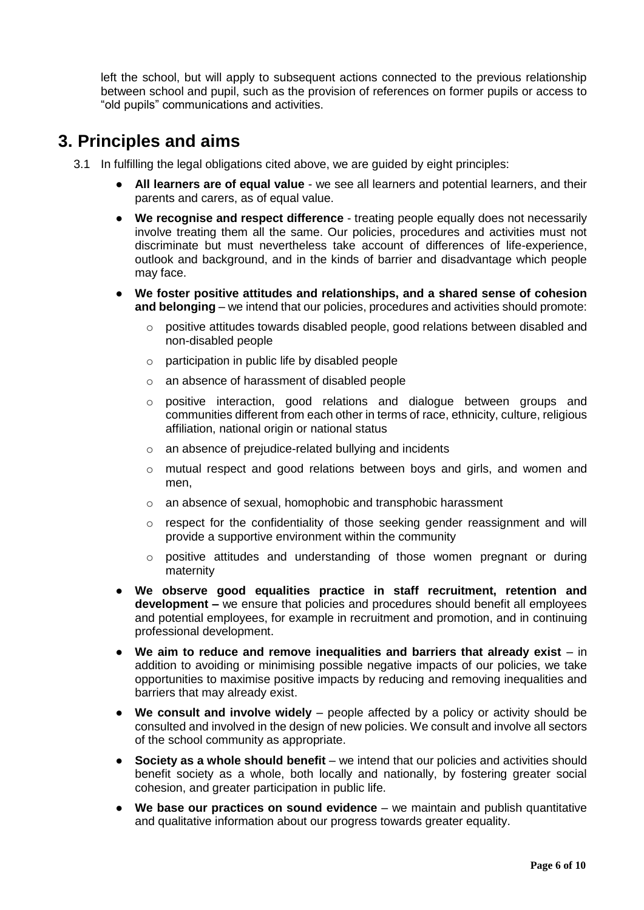left the school, but will apply to subsequent actions connected to the previous relationship between school and pupil, such as the provision of references on former pupils or access to "old pupils" communications and activities.

## 3. Principles and aims

3.1 In fulfilling the legal obligations cited above, we are guided by eight principles:

- **All learners are of equal value** - we see all learners and potential learners, and their parents and carers, as of equal value.
- **We recognise and respect difference** - treating people equally does not necessarily involve treating them all the same. Our policies, procedures and activities must not discriminate but must nevertheless take account of differences of life-experience, outlook and background, and in the kinds of barrier and disadvantage which people may face.
- **We foster positive attitudes and relationships, and a shared sense of cohesion and belonging** – we intend that our policies, procedures and activities should promote:
  - positive attitudes towards disabled people, good relations between disabled and non-disabled people
  - participation in public life by disabled people
  - an absence of harassment of disabled people
  - positive interaction, good relations and dialogue between groups and communities different from each other in terms of race, ethnicity, culture, religious affiliation, national origin or national status
  - an absence of prejudice-related bullying and incidents
  - mutual respect and good relations between boys and girls, and women and men,
  - an absence of sexual, homophobic and transphobic harassment
  - respect for the confidentiality of those seeking gender reassignment and will provide a supportive environment within the community
  - positive attitudes and understanding of those women pregnant or during maternity
- **We observe good equalities practice in staff recruitment, retention and development –** we ensure that policies and procedures should benefit all employees and potential employees, for example in recruitment and promotion, and in continuing professional development.
- **We aim to reduce and remove inequalities and barriers that already exist** – in addition to avoiding or minimising possible negative impacts of our policies, we take opportunities to maximise positive impacts by reducing and removing inequalities and barriers that may already exist.
- **We consult and involve widely** – people affected by a policy or activity should be consulted and involved in the design of new policies. We consult and involve all sectors of the school community as appropriate.
- **Society as a whole should benefit** – we intend that our policies and activities should benefit society as a whole, both locally and nationally, by fostering greater social cohesion, and greater participation in public life.
- **We base our practices on sound evidence** – we maintain and publish quantitative and qualitative information about our progress towards greater equality.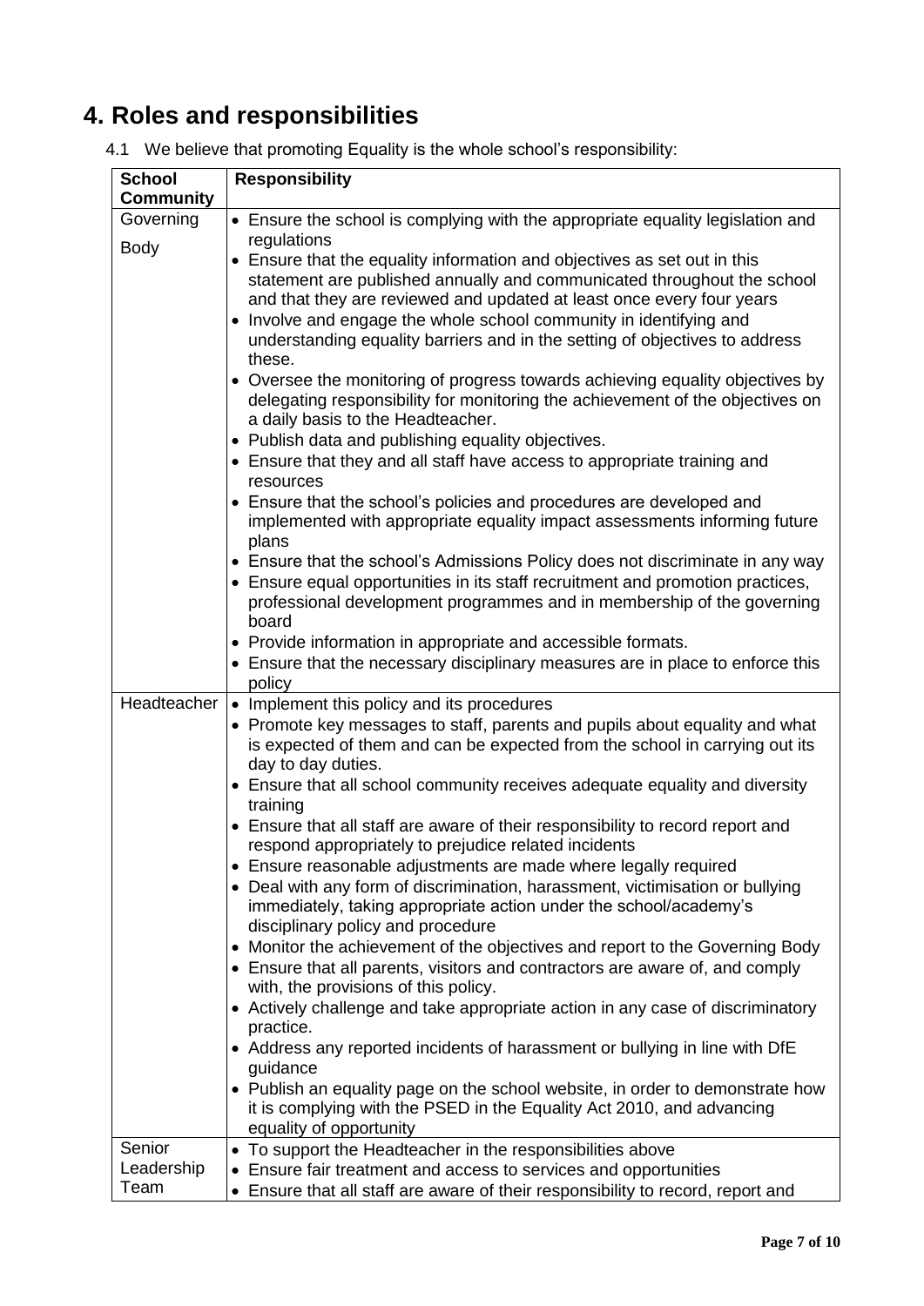## 4. Roles and responsibilities

4.1 We believe that promoting Equality is the whole school's responsibility:

| School Community | Responsibility |
|---|---|
| Governing Body | • Ensure the school is complying with the appropriate equality legislation and regulations<br>• Ensure that the equality information and objectives as set out in this statement are published annually and communicated throughout the school and that they are reviewed and updated at least once every four years<br>• Involve and engage the whole school community in identifying and understanding equality barriers and in the setting of objectives to address these.<br>• Oversee the monitoring of progress towards achieving equality objectives by delegating responsibility for monitoring the achievement of the objectives on a daily basis to the Headteacher.<br>• Publish data and publishing equality objectives.<br>• Ensure that they and all staff have access to appropriate training and resources<br>• Ensure that the school's policies and procedures are developed and implemented with appropriate equality impact assessments informing future plans<br>• Ensure that the school's Admissions Policy does not discriminate in any way<br>• Ensure equal opportunities in its staff recruitment and promotion practices, professional development programmes and in membership of the governing board<br>• Provide information in appropriate and accessible formats.<br>• Ensure that the necessary disciplinary measures are in place to enforce this policy |
| Headteacher | • Implement this policy and its procedures<br>• Promote key messages to staff, parents and pupils about equality and what is expected of them and can be expected from the school in carrying out its day to day duties.<br>• Ensure that all school community receives adequate equality and diversity training<br>• Ensure that all staff are aware of their responsibility to record report and respond appropriately to prejudice related incidents<br>• Ensure reasonable adjustments are made where legally required<br>• Deal with any form of discrimination, harassment, victimisation or bullying immediately, taking appropriate action under the school/academy's disciplinary policy and procedure<br>• Monitor the achievement of the objectives and report to the Governing Body<br>• Ensure that all parents, visitors and contractors are aware of, and comply with, the provisions of this policy.<br>• Actively challenge and take appropriate action in any case of discriminatory practice.<br>• Address any reported incidents of harassment or bullying in line with DfE guidance<br>• Publish an equality page on the school website, in order to demonstrate how it is complying with the PSED in the Equality Act 2010, and advancing equality of opportunity |
| Senior Leadership Team | • To support the Headteacher in the responsibilities above<br>• Ensure fair treatment and access to services and opportunities<br>• Ensure that all staff are aware of their responsibility to record, report and |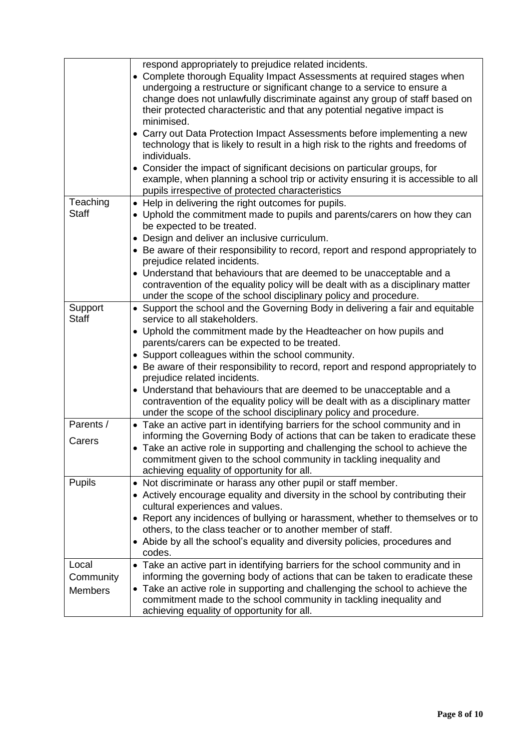| | |
|---|---|
| | respond appropriately to prejudice related incidents.<br>• Complete thorough Equality Impact Assessments at required stages when undergoing a restructure or significant change to a service to ensure a change does not unlawfully discriminate against any group of staff based on their protected characteristic and that any potential negative impact is minimised.<br>• Carry out Data Protection Impact Assessments before implementing a new technology that is likely to result in a high risk to the rights and freedoms of individuals.<br>• Consider the impact of significant decisions on particular groups, for example, when planning a school trip or activity ensuring it is accessible to all pupils irrespective of protected characteristics |
| Teaching Staff | • Help in delivering the right outcomes for pupils.<br>• Uphold the commitment made to pupils and parents/carers on how they can be expected to be treated.<br>• Design and deliver an inclusive curriculum.<br>• Be aware of their responsibility to record, report and respond appropriately to prejudice related incidents.<br>• Understand that behaviours that are deemed to be unacceptable and a contravention of the equality policy will be dealt with as a disciplinary matter under the scope of the school disciplinary policy and procedure. |
| Support Staff | • Support the school and the Governing Body in delivering a fair and equitable service to all stakeholders.<br>• Uphold the commitment made by the Headteacher on how pupils and parents/carers can be expected to be treated.<br>• Support colleagues within the school community.<br>• Be aware of their responsibility to record, report and respond appropriately to prejudice related incidents.<br>• Understand that behaviours that are deemed to be unacceptable and a contravention of the equality policy will be dealt with as a disciplinary matter under the scope of the school disciplinary policy and procedure. |
| Parents / Carers | • Take an active part in identifying barriers for the school community and in informing the Governing Body of actions that can be taken to eradicate these<br>• Take an active role in supporting and challenging the school to achieve the commitment given to the school community in tackling inequality and achieving equality of opportunity for all. |
| Pupils | • Not discriminate or harass any other pupil or staff member.<br>• Actively encourage equality and diversity in the school by contributing their cultural experiences and values.<br>• Report any incidences of bullying or harassment, whether to themselves or to others, to the class teacher or to another member of staff.<br>• Abide by all the school's equality and diversity policies, procedures and codes. |
| Local Community Members | • Take an active part in identifying barriers for the school community and in informing the governing body of actions that can be taken to eradicate these<br>• Take an active role in supporting and challenging the school to achieve the commitment made to the school community in tackling inequality and achieving equality of opportunity for all. |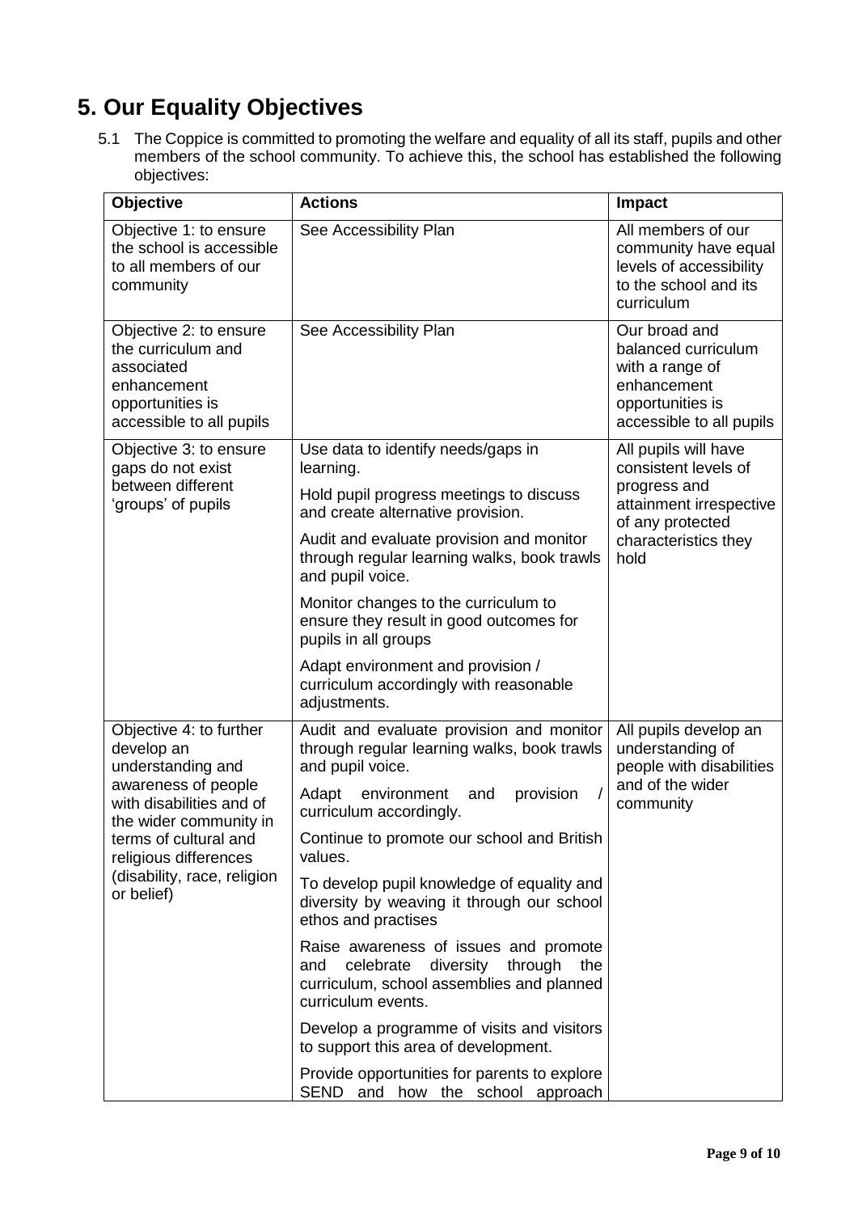## 5. Our Equality Objectives

5.1 The Coppice is committed to promoting the welfare and equality of all its staff, pupils and other members of the school community. To achieve this, the school has established the following objectives:

| Objective | Actions | Impact |
|---|---|---|
| Objective 1: to ensure the school is accessible to all members of our community | See Accessibility Plan | All members of our community have equal levels of accessibility to the school and its curriculum |
| Objective 2: to ensure the curriculum and associated enhancement opportunities is accessible to all pupils | See Accessibility Plan | Our broad and balanced curriculum with a range of enhancement opportunities is accessible to all pupils |
| Objective 3: to ensure gaps do not exist between different 'groups' of pupils | Use data to identify needs/gaps in learning.<br>Hold pupil progress meetings to discuss and create alternative provision.<br>Audit and evaluate provision and monitor through regular learning walks, book trawls and pupil voice.<br>Monitor changes to the curriculum to ensure they result in good outcomes for pupils in all groups<br>Adapt environment and provision / curriculum accordingly with reasonable adjustments. | All pupils will have consistent levels of progress and attainment irrespective of any protected characteristics they hold |
| Objective 4: to further develop an understanding and awareness of people with disabilities and of the wider community in terms of cultural and religious differences (disability, race, religion or belief) | Audit and evaluate provision and monitor through regular learning walks, book trawls and pupil voice.<br>Adapt environment and provision / curriculum accordingly.<br>Continue to promote our school and British values.<br>To develop pupil knowledge of equality and diversity by weaving it through our school ethos and practises<br>Raise awareness of issues and promote and celebrate diversity through the curriculum, school assemblies and planned curriculum events.<br>Develop a programme of visits and visitors to support this area of development.<br>Provide opportunities for parents to explore SEND and how the school approach | All pupils develop an understanding of people with disabilities and of the wider community |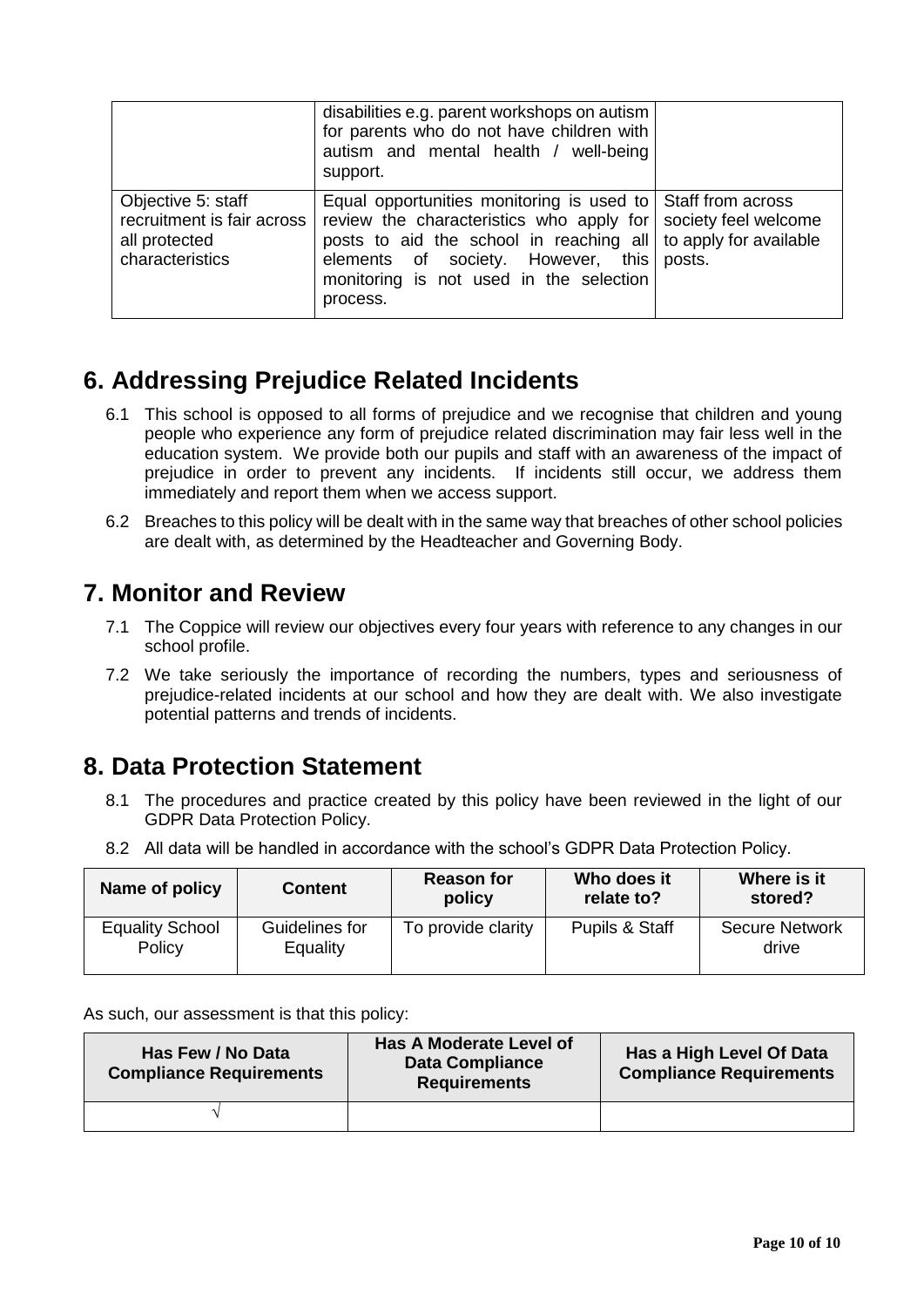| | | |
|---|---|---|
| | disabilities e.g. parent workshops on autism for parents who do not have children with autism and mental health / well-being support. | |
| Objective 5: staff recruitment is fair across all protected characteristics | Equal opportunities monitoring is used to review the characteristics who apply for posts to aid the school in reaching all elements of society. However, this monitoring is not used in the selection process. | Staff from across society feel welcome to apply for available posts. |

## 6. Addressing Prejudice Related Incidents

6.1 This school is opposed to all forms of prejudice and we recognise that children and young people who experience any form of prejudice related discrimination may fair less well in the education system. We provide both our pupils and staff with an awareness of the impact of prejudice in order to prevent any incidents. If incidents still occur, we address them immediately and report them when we access support.

6.2 Breaches to this policy will be dealt with in the same way that breaches of other school policies are dealt with, as determined by the Headteacher and Governing Body.

## 7. Monitor and Review

7.1 The Coppice will review our objectives every four years with reference to any changes in our school profile.

7.2 We take seriously the importance of recording the numbers, types and seriousness of prejudice-related incidents at our school and how they are dealt with. We also investigate potential patterns and trends of incidents.

## 8. Data Protection Statement

8.1 The procedures and practice created by this policy have been reviewed in the light of our GDPR Data Protection Policy.

8.2 All data will be handled in accordance with the school's GDPR Data Protection Policy.

| Name of policy | Content | Reason for policy | Who does it relate to? | Where is it stored? |
|---|---|---|---|---|
| Equality School Policy | Guidelines for Equality | To provide clarity | Pupils & Staff | Secure Network drive |

As such, our assessment is that this policy:

| Has Few / No Data Compliance Requirements | Has A Moderate Level of Data Compliance Requirements | Has a High Level Of Data Compliance Requirements |
|---|---|---|
| √ | | |